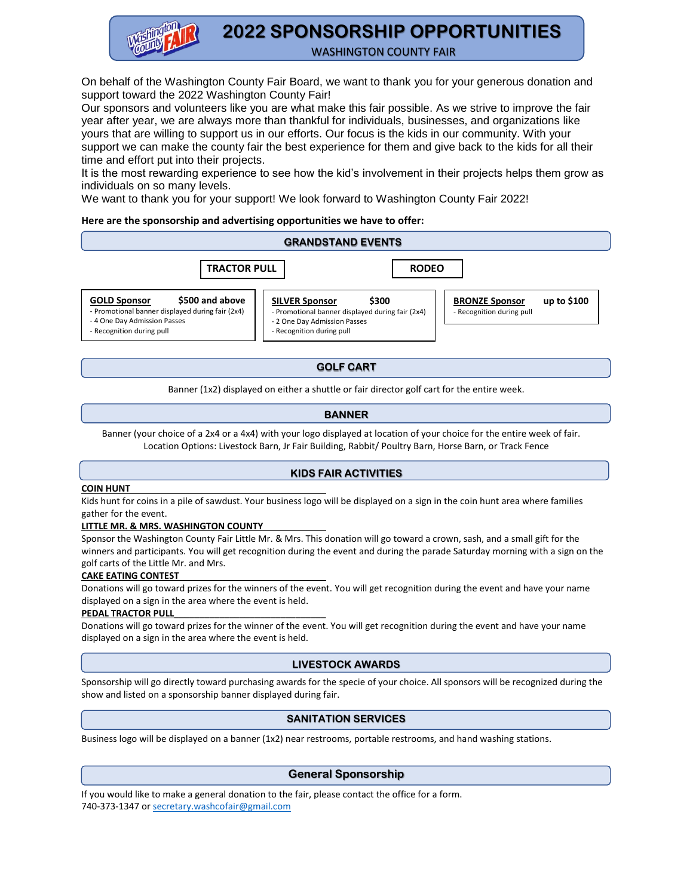# 2022 SPONSORSHIP OPPORTUNITIES

WASHINGTON COUNTY FAIR

On behalf of the Washington County Fair Board, we want to thank you for your generous donation and support toward the 2022 Washington County Fair!

Our sponsors and volunteers like you are what make this fair possible. As we strive to improve the fair year after year, we are always more than thankful for individuals, businesses, and organizations like yours that are willing to support us in our efforts. Our focus is the kids in our community. With your support we can make the county fair the best experience for them and give back to the kids for all their time and effort put into their projects.

It is the most rewarding experience to see how the kid's involvement in their projects helps them grow as individuals on so many levels.

We want to thank you for your support! We look forward to Washington County Fair 2022!

**Here are the sponsorship and advertising opportunities we have to offer:**

## GRANDSTAND EVENTS

**TRACTOR PULL** | **RODEO**

**GOLD Sponsor** — $500 and above
- Promotional banner displayed during fair (2x4)
- 4 One Day Admission Passes
- Recognition during pull

**SILVER Sponsor** — $300
- Promotional banner displayed during fair (2x4)
- 2 One Day Admission Passes
- Recognition during pull

**BRONZE Sponsor** — up to $100
- Recognition during pull

## GOLF CART

Banner (1x2) displayed on either a shuttle or fair director golf cart for the entire week.

## BANNER

Banner (your choice of a 2x4 or a 4x4) with your logo displayed at location of your choice for the entire week of fair.
Location Options: Livestock Barn, Jr Fair Building, Rabbit/ Poultry Barn, Horse Barn, or Track Fence

## KIDS FAIR ACTIVITIES

**COIN HUNT**

Kids hunt for coins in a pile of sawdust. Your business logo will be displayed on a sign in the coin hunt area where families gather for the event.

**LITTLE MR. & MRS. WASHINGTON COUNTY**

Sponsor the Washington County Fair Little Mr. & Mrs. This donation will go toward a crown, sash, and a small gift for the winners and participants. You will get recognition during the event and during the parade Saturday morning with a sign on the golf carts of the Little Mr. and Mrs.

**CAKE EATING CONTEST**

Donations will go toward prizes for the winners of the event. You will get recognition during the event and have your name displayed on a sign in the area where the event is held.

**PEDAL TRACTOR PULL**

Donations will go toward prizes for the winner of the event. You will get recognition during the event and have your name displayed on a sign in the area where the event is held.

## LIVESTOCK AWARDS

Sponsorship will go directly toward purchasing awards for the specie of your choice. All sponsors will be recognized during the show and listed on a sponsorship banner displayed during fair.

## SANITATION SERVICES

Business logo will be displayed on a banner (1x2) near restrooms, portable restrooms, and hand washing stations.

## General Sponsorship

If you would like to make a general donation to the fair, please contact the office for a form.
740-373-1347 or secretary.washcofair@gmail.com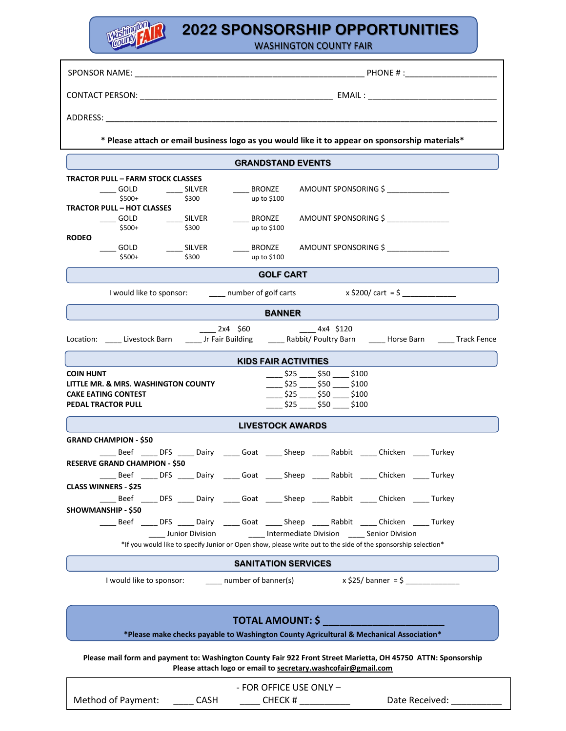# 2022 SPONSORSHIP OPPORTUNITIES

WASHINGTON COUNTY FAIR

SPONSOR NAME: ______________________________________________ PHONE # :____________________

CONTACT PERSON: ________________________________________ EMAIL : ____________________________

ADDRESS: ________________________________________________________________________________

**\* Please attach or email business logo as you would like it to appear on sponsorship materials\***

## GRANDSTAND EVENTS

**TRACTOR PULL – FARM STOCK CLASSES**

____ GOLD $500+ ____ SILVER $300 ____ BRONZE up to $100 AMOUNT SPONSORING $ ______________

**TRACTOR PULL – HOT CLASSES**

____ GOLD $500+ ____ SILVER $300 ____ BRONZE up to $100 AMOUNT SPONSORING $ ______________

**RODEO**

____ GOLD $500+ ____ SILVER $300 ____ BRONZE up to $100 AMOUNT SPONSORING $ ______________

## GOLF CART

I would like to sponsor: ____ number of golf carts x $200/ cart = $ ____________

## BANNER

____ 2x4 $60 ____ 4x4 $120

Location: ____ Livestock Barn ____ Jr Fair Building ____ Rabbit/ Poultry Barn ____ Horse Barn ____ Track Fence

## KIDS FAIR ACTIVITIES

**COIN HUNT** ____ $25 ____ $50 ____ $100

**LITTLE MR. & MRS. WASHINGTON COUNTY** ____ $25 ____ $50 ____ $100

**CAKE EATING CONTEST** ____ $25 ____ $50 ____ $100

**PEDAL TRACTOR PULL** ____ $25 ____ $50 ____ $100

## LIVESTOCK AWARDS

**GRAND CHAMPION - $50**

____ Beef ____ DFS ____ Dairy ____ Goat ____ Sheep ____ Rabbit ____ Chicken ____ Turkey

**RESERVE GRAND CHAMPION - $50**

____ Beef ____ DFS ____ Dairy ____ Goat ____ Sheep ____ Rabbit ____ Chicken ____ Turkey

**CLASS WINNERS - $25**

____ Beef ____ DFS ____ Dairy ____ Goat ____ Sheep ____ Rabbit ____ Chicken ____ Turkey

**SHOWMANSHIP - $50**

____ Beef ____ DFS ____ Dairy ____ Goat ____ Sheep ____ Rabbit ____ Chicken ____ Turkey

____ Junior Division ____ Intermediate Division ____ Senior Division

\*If you would like to specify Junior or Open show, please write out to the side of the sponsorship selection\*

## SANITATION SERVICES

I would like to sponsor: ____ number of banner(s) x $25/ banner = $ ____________

## TOTAL AMOUNT: $ ______________________

**\*Please make checks payable to Washington County Agricultural & Mechanical Association\***

**Please mail form and payment to: Washington County Fair 922 Front Street Marietta, OH 45750 ATTN: Sponsorship**
**Please attach logo or email to secretary.washcofair@gmail.com**

- FOR OFFICE USE ONLY –

Method of Payment: ____ CASH ____ CHECK # __________ Date Received: __________